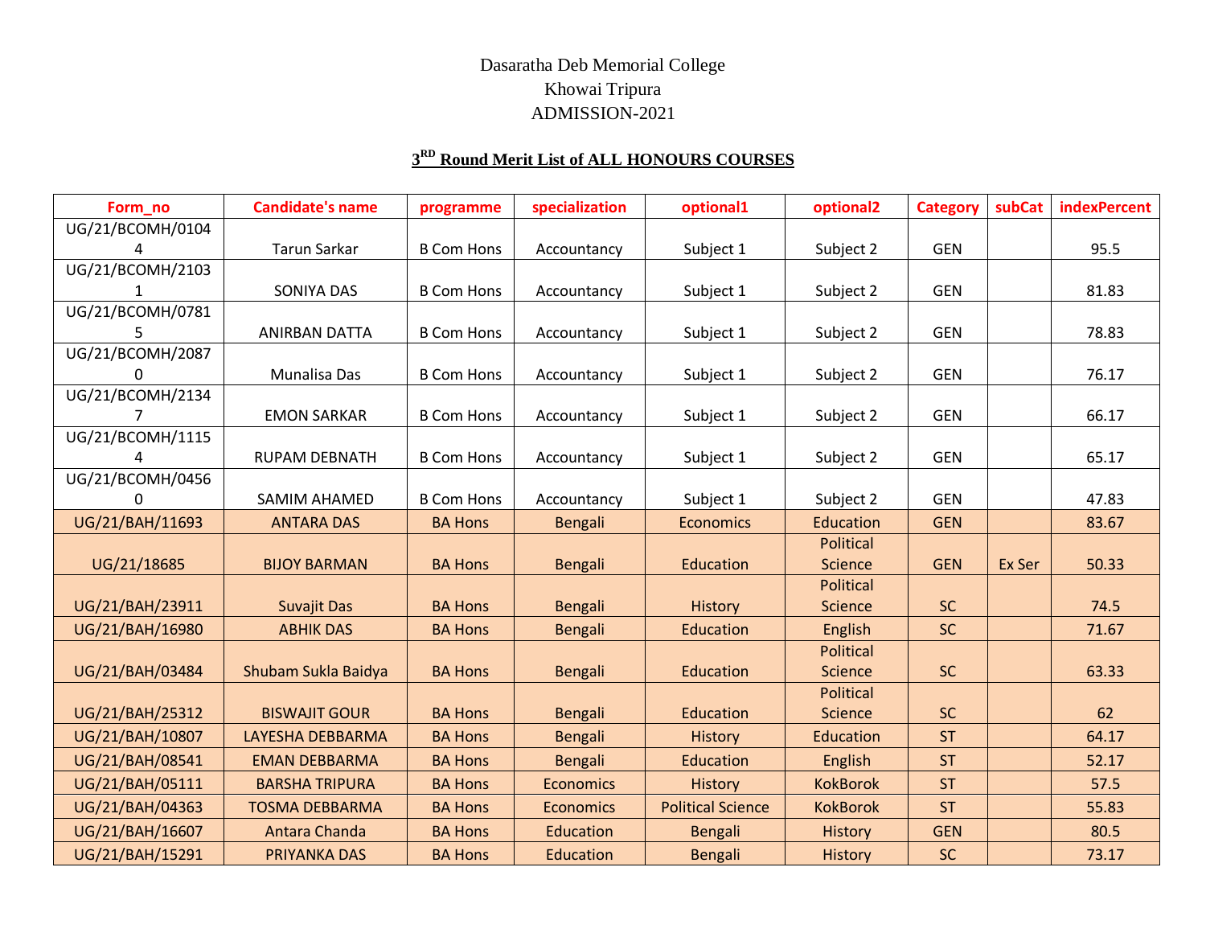Dasaratha Deb Memorial College
Khowai Tripura
ADMISSION-2021

## 3RD Round Merit List of ALL HONOURS COURSES

| Form_no | Candidate's name | programme | specialization | optional1 | optional2 | Category | subCat | indexPercent |
|---|---|---|---|---|---|---|---|---|
| UG/21/BCOMH/01044 | Tarun Sarkar | B Com Hons | Accountancy | Subject 1 | Subject 2 | GEN | | 95.5 |
| UG/21/BCOMH/21031 | SONIYA DAS | B Com Hons | Accountancy | Subject 1 | Subject 2 | GEN | | 81.83 |
| UG/21/BCOMH/07815 | ANIRBAN DATTA | B Com Hons | Accountancy | Subject 1 | Subject 2 | GEN | | 78.83 |
| UG/21/BCOMH/20870 | Munalisa Das | B Com Hons | Accountancy | Subject 1 | Subject 2 | GEN | | 76.17 |
| UG/21/BCOMH/21347 | EMON SARKAR | B Com Hons | Accountancy | Subject 1 | Subject 2 | GEN | | 66.17 |
| UG/21/BCOMH/11154 | RUPAM DEBNATH | B Com Hons | Accountancy | Subject 1 | Subject 2 | GEN | | 65.17 |
| UG/21/BCOMH/04560 | SAMIM AHAMED | B Com Hons | Accountancy | Subject 1 | Subject 2 | GEN | | 47.83 |
| UG/21/BAH/11693 | ANTARA DAS | BA Hons | Bengali | Economics | Education | GEN | | 83.67 |
| UG/21/18685 | BIJOY BARMAN | BA Hons | Bengali | Education | Political Science | GEN | Ex Ser | 50.33 |
| UG/21/BAH/23911 | Suvajit Das | BA Hons | Bengali | History | Political Science | SC | | 74.5 |
| UG/21/BAH/16980 | ABHIK DAS | BA Hons | Bengali | Education | English | SC | | 71.67 |
| UG/21/BAH/03484 | Shubam Sukla Baidya | BA Hons | Bengali | Education | Political Science | SC | | 63.33 |
| UG/21/BAH/25312 | BISWAJIT GOUR | BA Hons | Bengali | Education | Political Science | SC | | 62 |
| UG/21/BAH/10807 | LAYESHA DEBBARMA | BA Hons | Bengali | History | Education | ST | | 64.17 |
| UG/21/BAH/08541 | EMAN DEBBARMA | BA Hons | Bengali | Education | English | ST | | 52.17 |
| UG/21/BAH/05111 | BARSHA TRIPURA | BA Hons | Economics | History | KokBorok | ST | | 57.5 |
| UG/21/BAH/04363 | TOSMA DEBBARMA | BA Hons | Economics | Political Science | KokBorok | ST | | 55.83 |
| UG/21/BAH/16607 | Antara Chanda | BA Hons | Education | Bengali | History | GEN | | 80.5 |
| UG/21/BAH/15291 | PRIYANKA DAS | BA Hons | Education | Bengali | History | SC | | 73.17 |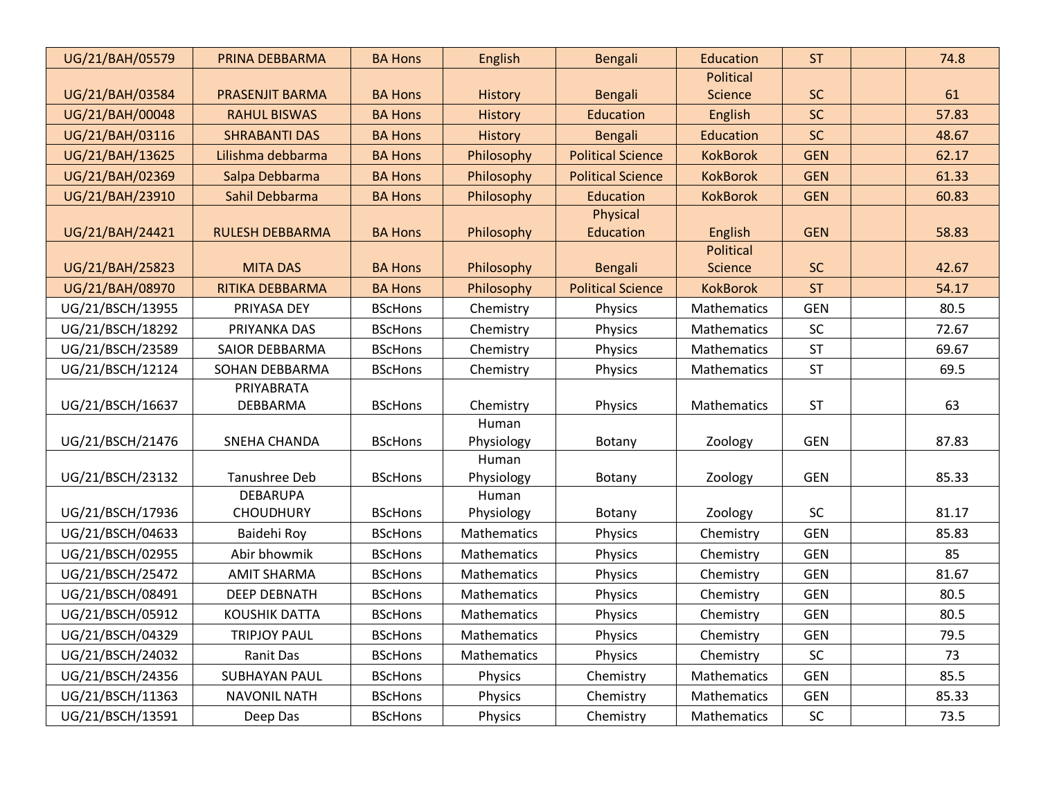| | | | | | | | | |
|---|---|---|---|---|---|---|---|---|
| UG/21/BAH/05579 | PRINA DEBBARMA | BA Hons | English | Bengali | Education | ST | | 74.8 |
| UG/21/BAH/03584 | PRASENJIT BARMA | BA Hons | History | Bengali | Political Science | SC | | 61 |
| UG/21/BAH/00048 | RAHUL BISWAS | BA Hons | History | Education | English | SC | | 57.83 |
| UG/21/BAH/03116 | SHRABANTI DAS | BA Hons | History | Bengali | Education | SC | | 48.67 |
| UG/21/BAH/13625 | Lilishma debbarma | BA Hons | Philosophy | Political Science | KokBorok | GEN | | 62.17 |
| UG/21/BAH/02369 | Salpa Debbarma | BA Hons | Philosophy | Political Science | KokBorok | GEN | | 61.33 |
| UG/21/BAH/23910 | Sahil Debbarma | BA Hons | Philosophy | Education | KokBorok | GEN | | 60.83 |
| UG/21/BAH/24421 | RULESH DEBBARMA | BA Hons | Philosophy | Physical Education | English | GEN | | 58.83 |
| UG/21/BAH/25823 | MITA DAS | BA Hons | Philosophy | Bengali | Political Science | SC | | 42.67 |
| UG/21/BAH/08970 | RITIKA DEBBARMA | BA Hons | Philosophy | Political Science | KokBorok | ST | | 54.17 |
| UG/21/BSCH/13955 | PRIYASA DEY | BScHons | Chemistry | Physics | Mathematics | GEN | | 80.5 |
| UG/21/BSCH/18292 | PRIYANKA DAS | BScHons | Chemistry | Physics | Mathematics | SC | | 72.67 |
| UG/21/BSCH/23589 | SAIOR DEBBARMA | BScHons | Chemistry | Physics | Mathematics | ST | | 69.67 |
| UG/21/BSCH/12124 | SOHAN DEBBARMA | BScHons | Chemistry | Physics | Mathematics | ST | | 69.5 |
| UG/21/BSCH/16637 | PRIYABRATA DEBBARMA | BScHons | Chemistry | Physics | Mathematics | ST | | 63 |
| UG/21/BSCH/21476 | SNEHA CHANDA | BScHons | Human Physiology | Botany | Zoology | GEN | | 87.83 |
| UG/21/BSCH/23132 | Tanushree Deb | BScHons | Human Physiology | Botany | Zoology | GEN | | 85.33 |
| UG/21/BSCH/17936 | DEBARUPA CHOUDHURY | BScHons | Human Physiology | Botany | Zoology | SC | | 81.17 |
| UG/21/BSCH/04633 | Baidehi Roy | BScHons | Mathematics | Physics | Chemistry | GEN | | 85.83 |
| UG/21/BSCH/02955 | Abir bhowmik | BScHons | Mathematics | Physics | Chemistry | GEN | | 85 |
| UG/21/BSCH/25472 | AMIT SHARMA | BScHons | Mathematics | Physics | Chemistry | GEN | | 81.67 |
| UG/21/BSCH/08491 | DEEP DEBNATH | BScHons | Mathematics | Physics | Chemistry | GEN | | 80.5 |
| UG/21/BSCH/05912 | KOUSHIK DATTA | BScHons | Mathematics | Physics | Chemistry | GEN | | 80.5 |
| UG/21/BSCH/04329 | TRIPJOY PAUL | BScHons | Mathematics | Physics | Chemistry | GEN | | 79.5 |
| UG/21/BSCH/24032 | Ranit Das | BScHons | Mathematics | Physics | Chemistry | SC | | 73 |
| UG/21/BSCH/24356 | SUBHAYAN PAUL | BScHons | Physics | Chemistry | Mathematics | GEN | | 85.5 |
| UG/21/BSCH/11363 | NAVONIL NATH | BScHons | Physics | Chemistry | Mathematics | GEN | | 85.33 |
| UG/21/BSCH/13591 | Deep Das | BScHons | Physics | Chemistry | Mathematics | SC | | 73.5 |